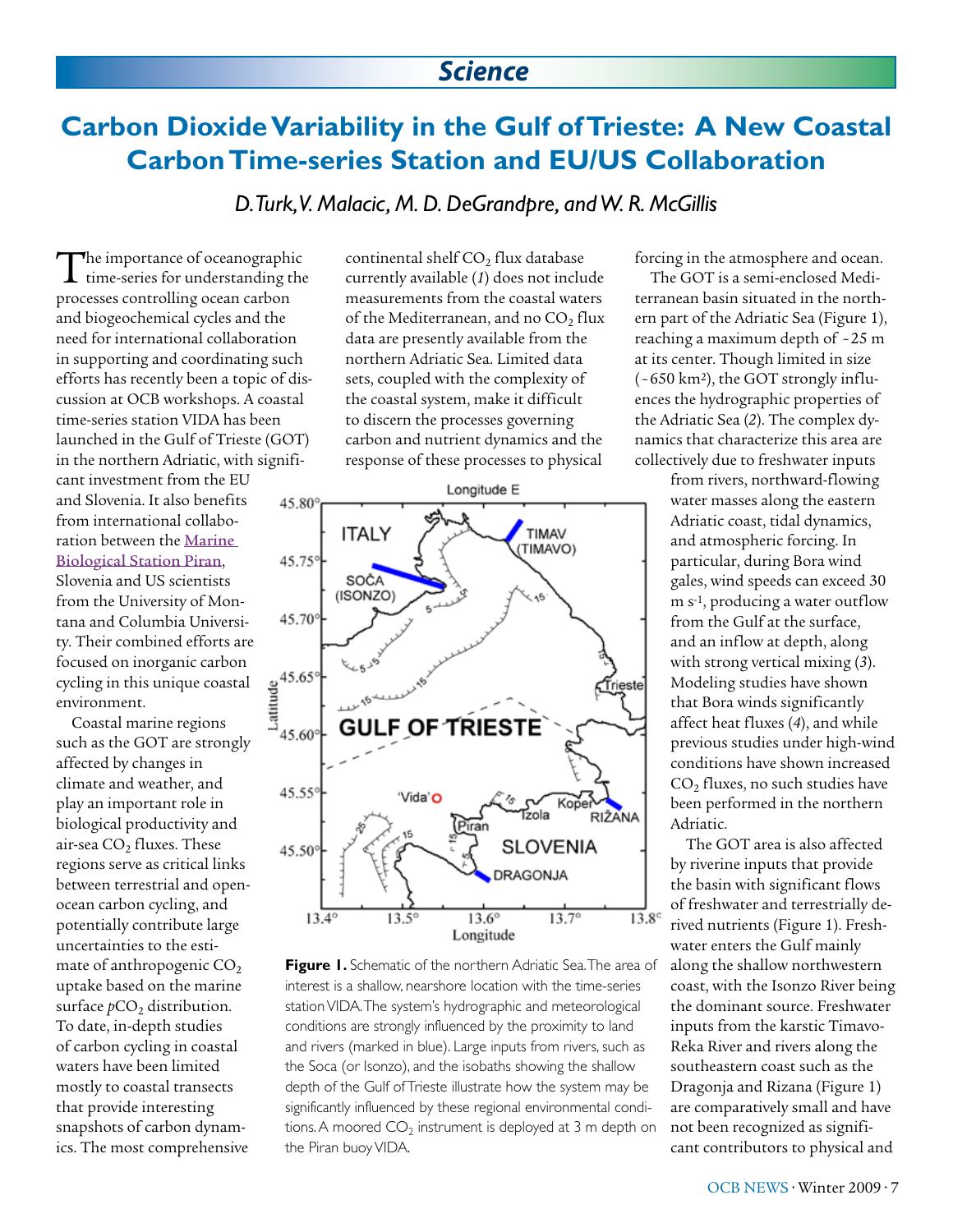Science

# Carbon Dioxide Variability in the Gulf of Trieste: A New Coastal Carbon Time-series Station and EU/US Collaboration

*D. Turk, V. Malacic, M. D. DeGrandpre, and W. R. McGillis*

The importance of oceanographic time-series for understanding the processes controlling ocean carbon and biogeochemical cycles and the need for international collaboration in supporting and coordinating such efforts has recently been a topic of discussion at OCB workshops. A coastal time-series station VIDA has been launched in the Gulf of Trieste (GOT) in the northern Adriatic, with significant investment from the EU and Slovenia. It also benefits from international collaboration between the Marine Biological Station Piran, Slovenia and US scientists from the University of Montana and Columbia University. Their combined efforts are focused on inorganic carbon cycling in this unique coastal environment.

Coastal marine regions such as the GOT are strongly affected by changes in climate and weather, and play an important role in biological productivity and air-sea $CO_2$ fluxes. These regions serve as critical links between terrestrial and open-ocean carbon cycling, and potentially contribute large uncertainties to the estimate of anthropogenic $CO_2$ uptake based on the marine surface $pCO_2$ distribution. To date, in-depth studies of carbon cycling in coastal waters have been limited mostly to coastal transects that provide interesting snapshots of carbon dynamics. The most comprehensive continental shelf $CO_2$ flux database currently available (*1*) does not include measurements from the coastal waters of the Mediterranean, and no $CO_2$ flux data are presently available from the northern Adriatic Sea. Limited data sets, coupled with the complexity of the coastal system, make it difficult to discern the processes governing carbon and nutrient dynamics and the response of these processes to physical forcing in the atmosphere and ocean.

The GOT is a semi-enclosed Mediterranean basin situated in the northern part of the Adriatic Sea (Figure 1), reaching a maximum depth of ~25 m at its center. Though limited in size (~650 km²), the GOT strongly influences the hydrographic properties of the Adriatic Sea (*2*). The complex dynamics that characterize this area are collectively due to freshwater inputs from rivers, northward-flowing water masses along the eastern Adriatic coast, tidal dynamics, and atmospheric forcing. In particular, during Bora wind gales, wind speeds can exceed 30 m s$^{-1}$, producing a water outflow from the Gulf at the surface, and an inflow at depth, along with strong vertical mixing (*3*). Modeling studies have shown that Bora winds significantly affect heat fluxes (*4*), and while previous studies under high-wind conditions have shown increased $CO_2$ fluxes, no such studies have been performed in the northern Adriatic.

The GOT area is also affected by riverine inputs that provide the basin with significant flows of freshwater and terrestrially derived nutrients (Figure 1). Freshwater enters the Gulf mainly along the shallow northwestern coast, with the Isonzo River being the dominant source. Freshwater inputs from the karstic Timavo-Reka River and rivers along the southeastern coast such as the Dragonja and Rizana (Figure 1) are comparatively small and have not been recognized as significant contributors to physical and

**Figure 1.** Schematic of the northern Adriatic Sea. The area of interest is a shallow, nearshore location with the time-series station VIDA. The system's hydrographic and meteorological conditions are strongly influenced by the proximity to land and rivers (marked in blue). Large inputs from rivers, such as the Soca (or Isonzo), and the isobaths showing the shallow depth of the Gulf of Trieste illustrate how the system may be significantly influenced by these regional environmental conditions. A moored $CO_2$ instrument is deployed at 3 m depth on the Piran buoy VIDA.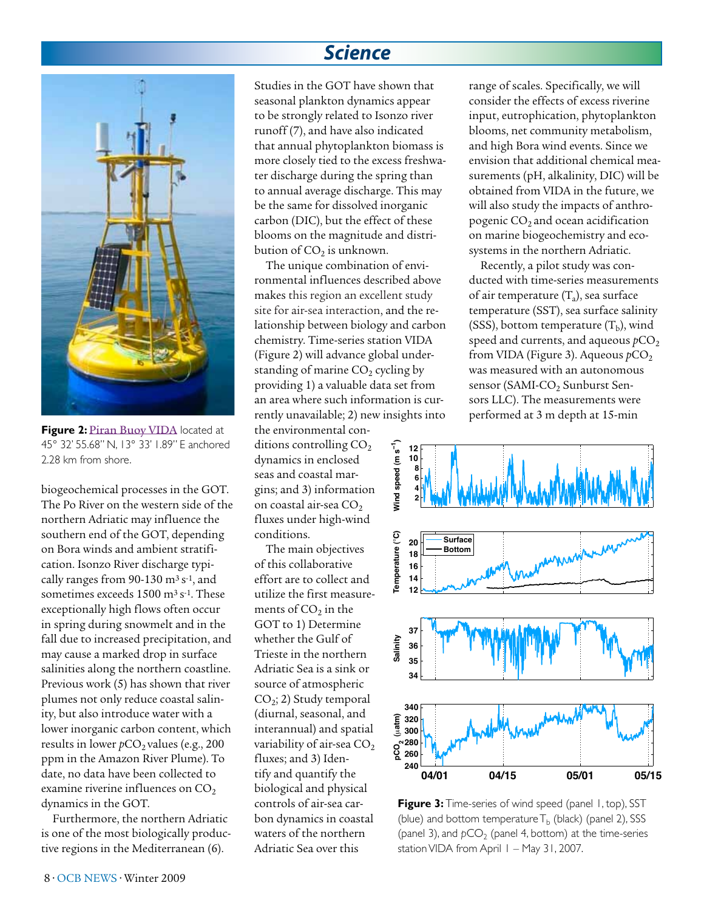**Figure 2:** Piran Buoy VIDA located at 45° 32' 55.68" N, 13° 33' 1.89" E anchored 2.28 km from shore.

biogeochemical processes in the GOT. The Po River on the western side of the northern Adriatic may influence the southern end of the GOT, depending on Bora winds and ambient stratification. Isonzo River discharge typically ranges from 90-130 m³ s⁻¹, and sometimes exceeds 1500 m³ s⁻¹. These exceptionally high flows often occur in spring during snowmelt and in the fall due to increased precipitation, and may cause a marked drop in surface salinities along the northern coastline. Previous work (5) has shown that river plumes not only reduce coastal salinity, but also introduce water with a lower inorganic carbon content, which results in lower $p$CO$_2$ values (e.g., 200 ppm in the Amazon River Plume). To date, no data have been collected to examine riverine influences on $CO_2$ dynamics in the GOT.

Furthermore, the northern Adriatic is one of the most biologically productive regions in the Mediterranean (6). Studies in the GOT have shown that seasonal plankton dynamics appear to be strongly related to Isonzo river runoff (7), and have also indicated that annual phytoplankton biomass is more closely tied to the excess freshwater discharge during the spring than to annual average discharge. This may be the same for dissolved inorganic carbon (DIC), but the effect of these blooms on the magnitude and distribution of $CO_2$ is unknown.

The unique combination of environmental influences described above makes this region an excellent study site for air-sea interaction, and the relationship between biology and carbon chemistry. Time-series station VIDA (Figure 2) will advance global understanding of marine $CO_2$ cycling by providing 1) a valuable data set from an area where such information is currently unavailable; 2) new insights into the environmental conditions controlling $CO_2$ dynamics in enclosed seas and coastal margins; and 3) information on coastal air-sea $CO_2$ fluxes under high-wind conditions.

The main objectives of this collaborative effort are to collect and utilize the first measurements of $CO_2$ in the GOT to 1) Determine whether the Gulf of Trieste in the northern Adriatic Sea is a sink or source of atmospheric $CO_2$; 2) Study temporal (diurnal, seasonal, and interannual) and spatial variability of air-sea $CO_2$ fluxes; and 3) Identify and quantify the biological and physical controls of air-sea carbon dynamics in coastal waters of the northern Adriatic Sea over this range of scales. Specifically, we will consider the effects of excess riverine input, eutrophication, phytoplankton blooms, net community metabolism, and high Bora wind events. Since we envision that additional chemical measurements (pH, alkalinity, DIC) will be obtained from VIDA in the future, we will also study the impacts of anthropogenic $CO_2$ and ocean acidification on marine biogeochemistry and ecosystems in the northern Adriatic.

Recently, a pilot study was conducted with time-series measurements of air temperature ($T_a$), sea surface temperature (SST), sea surface salinity (SSS), bottom temperature ($T_b$), wind speed and currents, and aqueous $p$CO$_2$ from VIDA (Figure 3). Aqueous $p$CO$_2$ was measured with an autonomous sensor (SAMI-CO$_2$ Sunburst Sensors LLC). The measurements were performed at 3 m depth at 15-min

**Figure 3:** Time-series of wind speed (panel 1, top), SST (blue) and bottom temperature $T_b$ (black) (panel 2), SSS (panel 3), and $p$CO$_2$ (panel 4, bottom) at the time-series station VIDA from April 1 – May 31, 2007.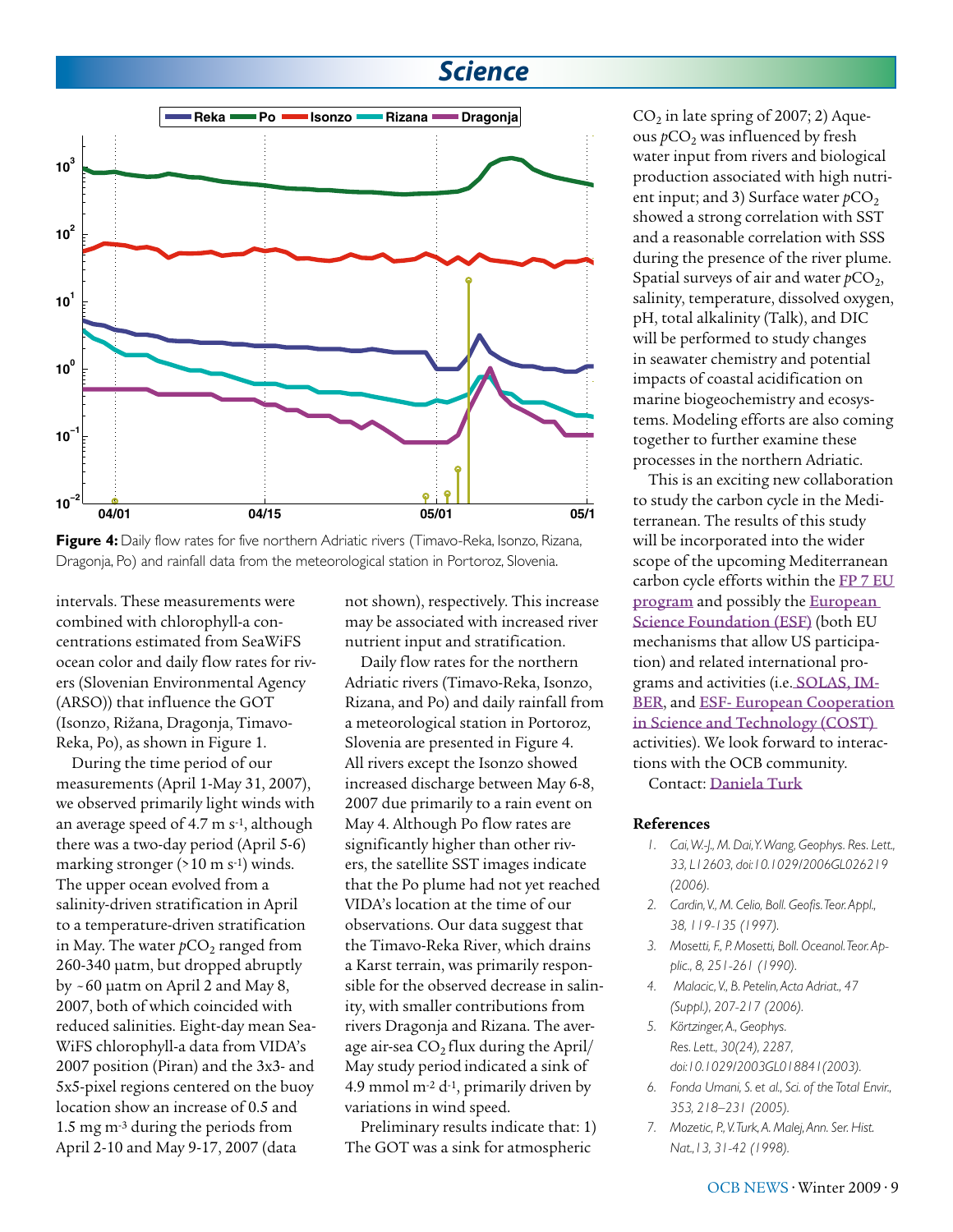Reka Po Isonzo Rizana Dragonja

$10^3$

$10^2$

$10^1$

$10^0$

$10^{-1}$

$10^{-2}$

04/01 04/15 05/01 05/1

**Figure 4:** Daily flow rates for five northern Adriatic rivers (Timavo-Reka, Isonzo, Rizana, Dragonja, Po) and rainfall data from the meteorological station in Portoroz, Slovenia.

intervals. These measurements were combined with chlorophyll-a concentrations estimated from SeaWiFS ocean color and daily flow rates for rivers (Slovenian Environmental Agency (ARSO)) that influence the GOT (Isonzo, Rižana, Dragonja, Timavo-Reka, Po), as shown in Figure 1.

During the time period of our measurements (April 1-May 31, 2007), we observed primarily light winds with an average speed of 4.7 m s$^{-1}$, although there was a two-day period (April 5-6) marking stronger (>10 m s$^{-1}$) winds. The upper ocean evolved from a salinity-driven stratification in April to a temperature-driven stratification in May. The water $pCO_2$ ranged from 260-340 µatm, but dropped abruptly by ~60 µatm on April 2 and May 8, 2007, both of which coincided with reduced salinities. Eight-day mean SeaWiFS chlorophyll-a data from VIDA's 2007 position (Piran) and the 3x3- and 5x5-pixel regions centered on the buoy location show an increase of 0.5 and 1.5 mg m$^{-3}$ during the periods from April 2-10 and May 9-17, 2007 (data not shown), respectively. This increase may be associated with increased river nutrient input and stratification.

Daily flow rates for the northern Adriatic rivers (Timavo-Reka, Isonzo, Rizana, and Po) and daily rainfall from a meteorological station in Portoroz, Slovenia are presented in Figure 4. All rivers except the Isonzo showed increased discharge between May 6-8, 2007 due primarily to a rain event on May 4. Although Po flow rates are significantly higher than other rivers, the satellite SST images indicate that the Po plume had not yet reached VIDA's location at the time of our observations. Our data suggest that the Timavo-Reka River, which drains a Karst terrain, was primarily responsible for the observed decrease in salinity, with smaller contributions from rivers Dragonja and Rizana. The average air-sea $CO_2$ flux during the April/May study period indicated a sink of 4.9 mmol m$^{-2}$ d$^{-1}$, primarily driven by variations in wind speed.

Preliminary results indicate that: 1) The GOT was a sink for atmospheric $CO_2$ in late spring of 2007; 2) Aqueous $pCO_2$ was influenced by fresh water input from rivers and biological production associated with high nutrient input; and 3) Surface water $pCO_2$ showed a strong correlation with SST and a reasonable correlation with SSS during the presence of the river plume. Spatial surveys of air and water $pCO_2$, salinity, temperature, dissolved oxygen, pH, total alkalinity (Talk), and DIC will be performed to study changes in seawater chemistry and potential impacts of coastal acidification on marine biogeochemistry and ecosystems. Modeling efforts are also coming together to further examine these processes in the northern Adriatic.

This is an exciting new collaboration to study the carbon cycle in the Mediterranean. The results of this study will be incorporated into the wider scope of the upcoming Mediterranean carbon cycle efforts within the FP 7 EU program and possibly the European Science Foundation (ESF) (both EU mechanisms that allow US participation) and related international programs and activities (i.e. SOLAS, IMBER, and ESF- European Cooperation in Science and Technology (COST) activities). We look forward to interactions with the OCB community.

Contact: Daniela Turk

## References

1. Cai, W.-J., M. Dai, Y. Wang, Geophys. Res. Lett., 33, L12603, doi:10.1029/2006GL026219 (2006).
2. Cardin, V., M. Celio, Boll. Geofis. Teor. Appl., 38, 119-135 (1997).
3. Mosetti, F., P. Mosetti, Boll. Oceanol. Teor. Applic., 8, 251-261 (1990).
4. Malacic, V., B. Petelin, Acta Adriat., 47 (Suppl.), 207-217 (2006).
5. Körtzinger, A., Geophys. Res. Lett., 30(24), 2287, doi:10.1029/2003GL018841(2003).
6. Fonda Umani, S. et al., Sci. of the Total Envir., 353, 218–231 (2005).
7. Mozetic, P., V. Turk, A. Malej, Ann. Ser. Hist. Nat., 13, 31-42 (1998).